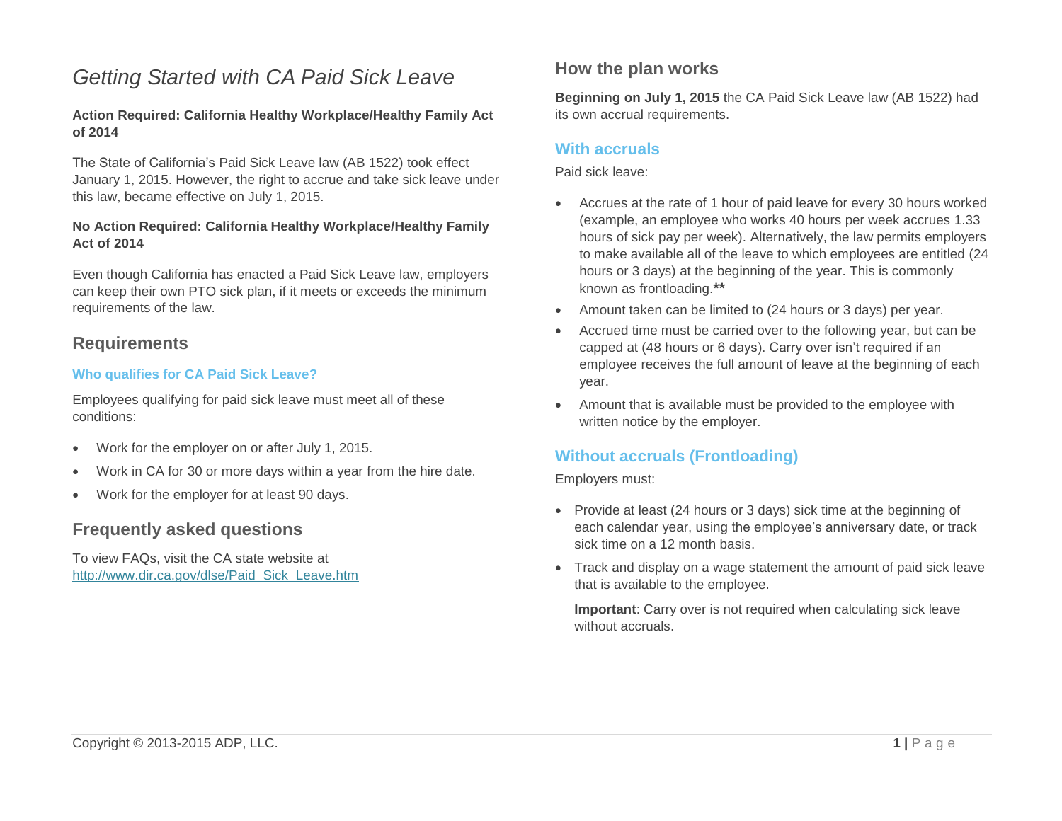# *Getting Started with CA Paid Sick Leave*

**Action Required: California Healthy Workplace/Healthy Family Act of 2014**

The State of California's Paid Sick Leave law (AB 1522) took effect January 1, 2015. However, the right to accrue and take sick leave under this law, became effective on July 1, 2015.

**No Action Required: California Healthy Workplace/Healthy Family Act of 2014**

Even though California has enacted a Paid Sick Leave law, employers can keep their own PTO sick plan, if it meets or exceeds the minimum requirements of the law.

## Requirements

### Who qualifies for CA Paid Sick Leave?

Employees qualifying for paid sick leave must meet all of these conditions:

- Work for the employer on or after July 1, 2015.
- Work in CA for 30 or more days within a year from the hire date.
- Work for the employer for at least 90 days.

## Frequently asked questions

To view FAQs, visit the CA state website at [http://www.dir.ca.gov/dlse/Paid_Sick_Leave.htm](http://www.dir.ca.gov/dlse/Paid_Sick_Leave.htm)

## How the plan works

**Beginning on July 1, 2015** the CA Paid Sick Leave law (AB 1522) had its own accrual requirements.

### With accruals

Paid sick leave:

- Accrues at the rate of 1 hour of paid leave for every 30 hours worked (example, an employee who works 40 hours per week accrues 1.33 hours of sick pay per week). Alternatively, the law permits employers to make available all of the leave to which employees are entitled (24 hours or 3 days) at the beginning of the year. This is commonly known as frontloading.**
- Amount taken can be limited to (24 hours or 3 days) per year.
- Accrued time must be carried over to the following year, but can be capped at (48 hours or 6 days). Carry over isn't required if an employee receives the full amount of leave at the beginning of each year.
- Amount that is available must be provided to the employee with written notice by the employer.

### Without accruals (Frontloading)

Employers must:

- Provide at least (24 hours or 3 days) sick time at the beginning of each calendar year, using the employee's anniversary date, or track sick time on a 12 month basis.
- Track and display on a wage statement the amount of paid sick leave that is available to the employee.

  **Important**: Carry over is not required when calculating sick leave without accruals.

Copyright © 2013-2015 ADP, LLC.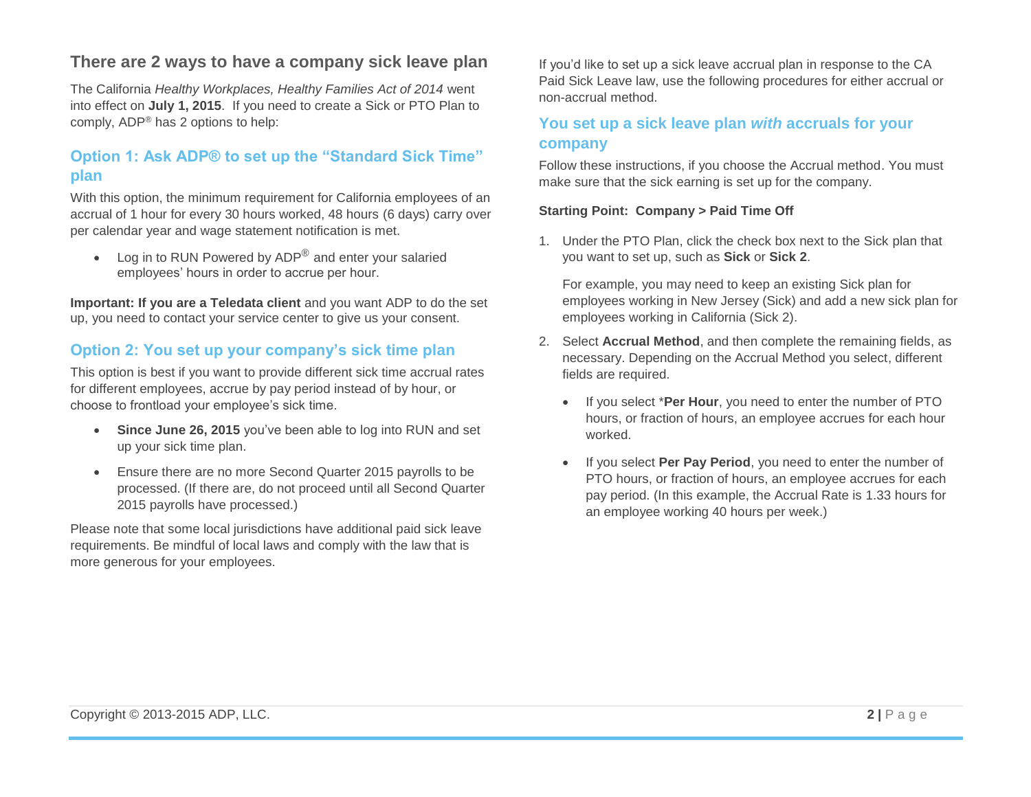## There are 2 ways to have a company sick leave plan

The California *Healthy Workplaces, Healthy Families Act of 2014* went into effect on **July 1, 2015**. If you need to create a Sick or PTO Plan to comply, ADP® has 2 options to help:

### Option 1: Ask ADP® to set up the "Standard Sick Time" plan

With this option, the minimum requirement for California employees of an accrual of 1 hour for every 30 hours worked, 48 hours (6 days) carry over per calendar year and wage statement notification is met.

- Log in to RUN Powered by ADP® and enter your salaried employees' hours in order to accrue per hour.

**Important: If you are a Teledata client** and you want ADP to do the set up, you need to contact your service center to give us your consent.

### Option 2: You set up your company's sick time plan

This option is best if you want to provide different sick time accrual rates for different employees, accrue by pay period instead of by hour, or choose to frontload your employee's sick time.

- **Since June 26, 2015** you've been able to log into RUN and set up your sick time plan.
- Ensure there are no more Second Quarter 2015 payrolls to be processed. (If there are, do not proceed until all Second Quarter 2015 payrolls have processed.)

Please note that some local jurisdictions have additional paid sick leave requirements. Be mindful of local laws and comply with the law that is more generous for your employees.

If you'd like to set up a sick leave accrual plan in response to the CA Paid Sick Leave law, use the following procedures for either accrual or non-accrual method.

### You set up a sick leave plan *with* accruals for your company

Follow these instructions, if you choose the Accrual method. You must make sure that the sick earning is set up for the company.

**Starting Point: Company > Paid Time Off**

1. Under the PTO Plan, click the check box next to the Sick plan that you want to set up, such as **Sick** or **Sick 2**.

   For example, you may need to keep an existing Sick plan for employees working in New Jersey (Sick) and add a new sick plan for employees working in California (Sick 2).

2. Select **Accrual Method**, and then complete the remaining fields, as necessary. Depending on the Accrual Method you select, different fields are required.

   - If you select ***Per Hour**, you need to enter the number of PTO hours, or fraction of hours, an employee accrues for each hour worked.
   - If you select **Per Pay Period**, you need to enter the number of PTO hours, or fraction of hours, an employee accrues for each pay period. (In this example, the Accrual Rate is 1.33 hours for an employee working 40 hours per week.)

Copyright © 2013-2015 ADP, LLC.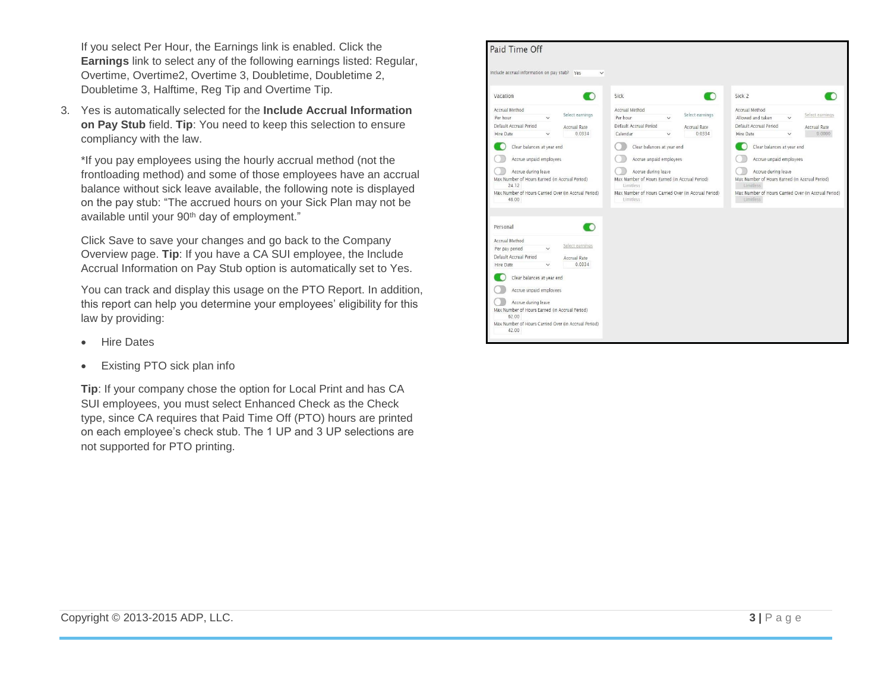If you select Per Hour, the Earnings link is enabled. Click the **Earnings** link to select any of the following earnings listed: Regular, Overtime, Overtime2, Overtime 3, Doubletime, Doubletime 2, Doubletime 3, Halftime, Reg Tip and Overtime Tip.

3. Yes is automatically selected for the **Include Accrual Information on Pay Stub** field. **Tip**: You need to keep this selection to ensure compliancy with the law.

   *If you pay employees using the hourly accrual method (not the frontloading method) and some of those employees have an accrual balance without sick leave available, the following note is displayed on the pay stub: "The accrued hours on your Sick Plan may not be available until your 90th day of employment."

   Click Save to save your changes and go back to the Company Overview page. **Tip**: If you have a CA SUI employee, the Include Accrual Information on Pay Stub option is automatically set to Yes.

   You can track and display this usage on the PTO Report. In addition, this report can help you determine your employees' eligibility for this law by providing:

   - Hire Dates
   - Existing PTO sick plan info

   **Tip**: If your company chose the option for Local Print and has CA SUI employees, you must select Enhanced Check as the Check type, since CA requires that Paid Time Off (PTO) hours are printed on each employee's check stub. The 1 UP and 3 UP selections are not supported for PTO printing.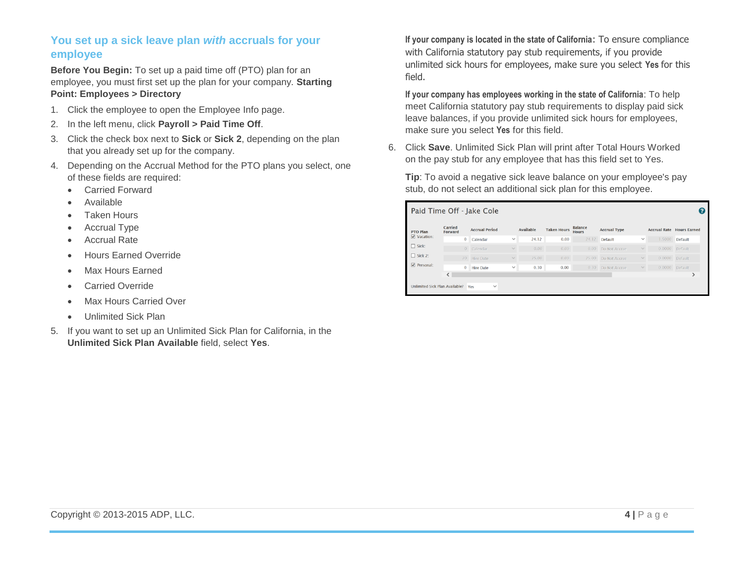## You set up a sick leave plan *with* accruals for your employee

**Before You Begin:** To set up a paid time off (PTO) plan for an employee, you must first set up the plan for your company. **Starting Point: Employees > Directory**

1. Click the employee to open the Employee Info page.
2. In the left menu, click **Payroll > Paid Time Off**.
3. Click the check box next to **Sick** or **Sick 2**, depending on the plan that you already set up for the company.
4. Depending on the Accrual Method for the PTO plans you select, one of these fields are required:
   - Carried Forward
   - Available
   - Taken Hours
   - Accrual Type
   - Accrual Rate
   - Hours Earned Override
   - Max Hours Earned
   - Carried Override
   - Max Hours Carried Over
   - Unlimited Sick Plan
5. If you want to set up an Unlimited Sick Plan for California, in the **Unlimited Sick Plan Available** field, select **Yes**.

   **If your company is located in the state of California**: To ensure compliance with California statutory pay stub requirements, if you provide unlimited sick hours for employees, make sure you select **Yes** for this field.

   **If your company has employees working in the state of California**: To help meet California statutory pay stub requirements to display paid sick leave balances, if you provide unlimited sick hours for employees, make sure you select **Yes** for this field.

6. Click **Save**. Unlimited Sick Plan will print after Total Hours Worked on the pay stub for any employee that has this field set to Yes.

   **Tip**: To avoid a negative sick leave balance on your employee's pay stub, do not select an additional sick plan for this employee.

**Paid Time Off - Jake Cole**

| PTO Plan | Carried Forward | Accrual Period | Available | Taken Hours | Balance Hours | Accrual Type | Accrual Rate | Hours Earned |
|---|---|---|---|---|---|---|---|---|
| ☑ Vacation: | 0 | Calendar | 24.12 | 0.00 | 24.12 | Default | 1.5000 | Default |
| ☐ Sick: | 0 | Calendar | 0.00 | 0.00 | 0.00 | Do Not Accrue | 0.0000 | Default |
| ☐ Sick 2: | 20 | Hire Date | 25.00 | 0.00 | 25.00 | Do Not Accrue | 0.0000 | Default |
| ☑ Personal: | 0 | Hire Date | 0.30 | 0.00 | 0.30 | Do Not Accrue | 0.0000 | Default |

Unlimited Sick Plan Available? Yes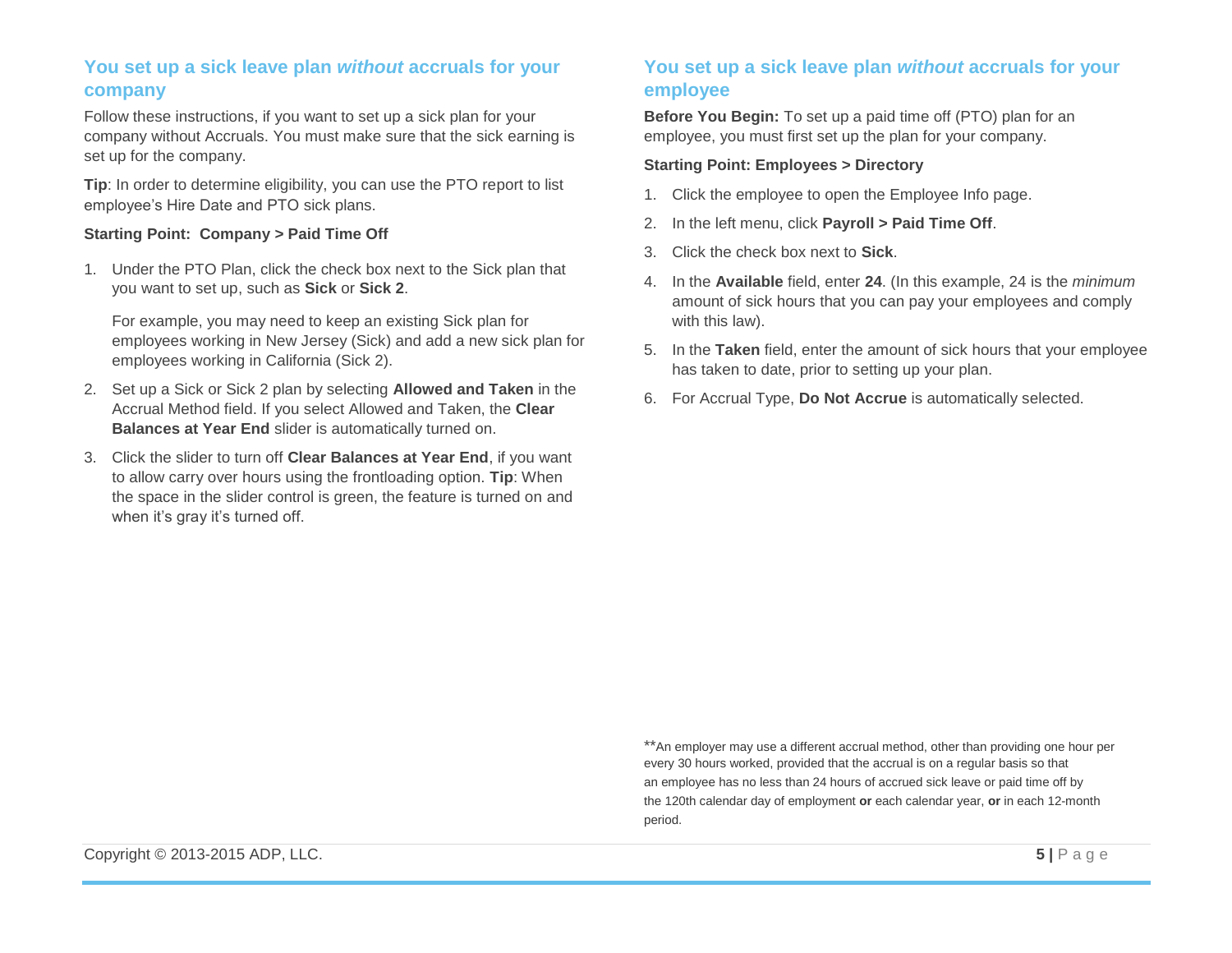## You set up a sick leave plan *without* accruals for your company

Follow these instructions, if you want to set up a sick plan for your company without Accruals. You must make sure that the sick earning is set up for the company.

**Tip**: In order to determine eligibility, you can use the PTO report to list employee's Hire Date and PTO sick plans.

**Starting Point: Company > Paid Time Off**

1. Under the PTO Plan, click the check box next to the Sick plan that you want to set up, such as **Sick** or **Sick 2**.

   For example, you may need to keep an existing Sick plan for employees working in New Jersey (Sick) and add a new sick plan for employees working in California (Sick 2).

2. Set up a Sick or Sick 2 plan by selecting **Allowed and Taken** in the Accrual Method field. If you select Allowed and Taken, the **Clear Balances at Year End** slider is automatically turned on.
3. Click the slider to turn off **Clear Balances at Year End**, if you want to allow carry over hours using the frontloading option. **Tip**: When the space in the slider control is green, the feature is turned on and when it's gray it's turned off.

## You set up a sick leave plan *without* accruals for your employee

**Before You Begin:** To set up a paid time off (PTO) plan for an employee, you must first set up the plan for your company.

**Starting Point: Employees > Directory**

1. Click the employee to open the Employee Info page.
2. In the left menu, click **Payroll > Paid Time Off**.
3. Click the check box next to **Sick**.
4. In the **Available** field, enter **24**. (In this example, 24 is the *minimum* amount of sick hours that you can pay your employees and comply with this law).
5. In the **Taken** field, enter the amount of sick hours that your employee has taken to date, prior to setting up your plan.
6. For Accrual Type, **Do Not Accrue** is automatically selected.

**An employer may use a different accrual method, other than providing one hour per every 30 hours worked, provided that the accrual is on a regular basis so that an employee has no less than 24 hours of accrued sick leave or paid time off by the 120th calendar day of employment **or** each calendar year, **or** in each 12-month period.

Copyright © 2013-2015 ADP, LLC.